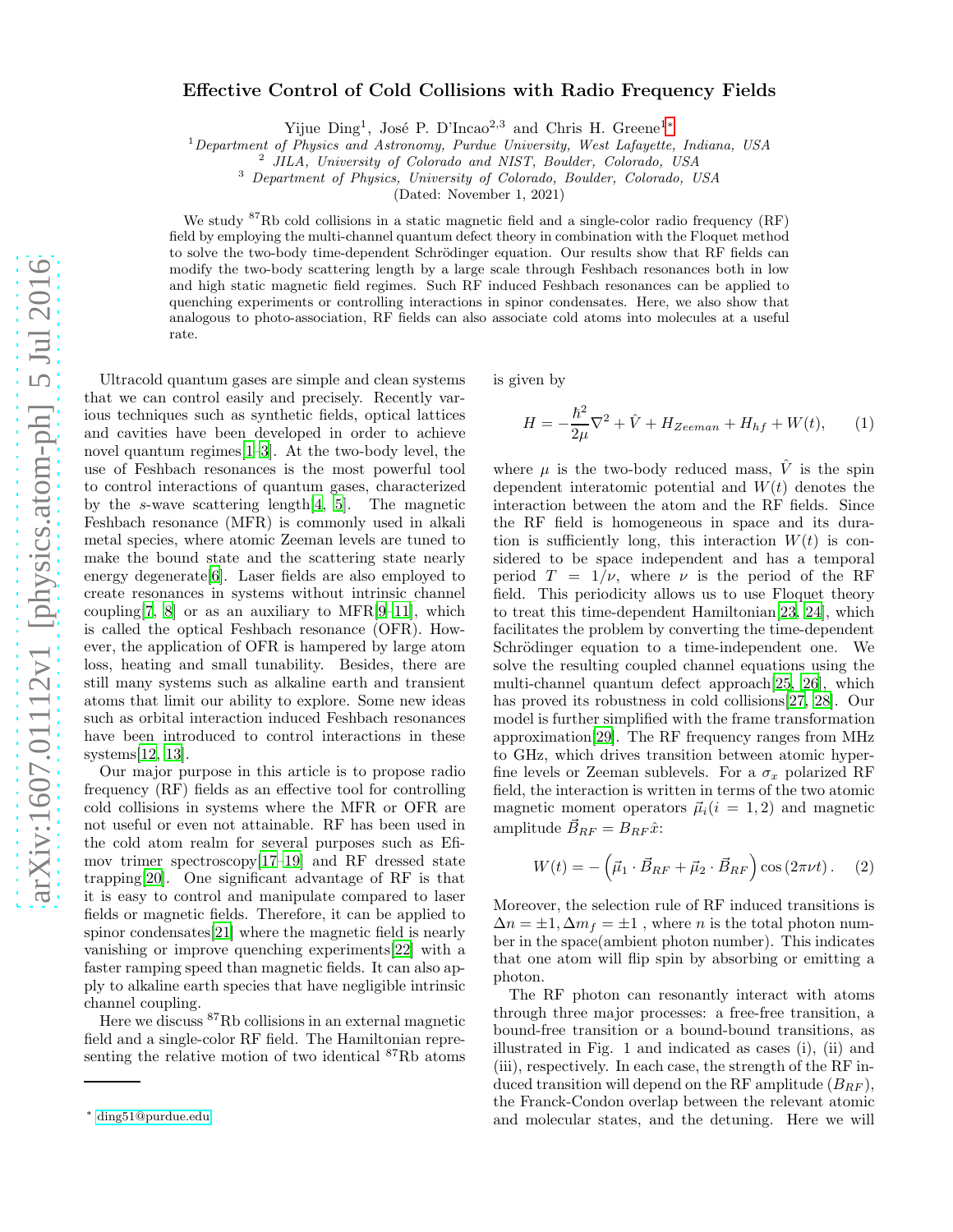# Effective Control of Cold Collisions with Radio Frequency Fields

Yijue Ding[1], José P. D'Incao[2,3] and Chris H. Greene[1*]

[1] *Department of Physics and Astronomy, Purdue University, West Lafayette, Indiana, USA*
[2] *JILA, University of Colorado and NIST, Boulder, Colorado, USA*
[3] *Department of Physics, University of Colorado, Boulder, Colorado, USA*

(Dated: November 1, 2021)

We study $^{87}$Rb cold collisions in a static magnetic field and a single-color radio frequency (RF) field by employing the multi-channel quantum defect theory in combination with the Floquet method to solve the two-body time-dependent Schrödinger equation. Our results show that RF fields can modify the two-body scattering length by a large scale through Feshbach resonances both in low and high static magnetic field regimes. Such RF induced Feshbach resonances can be applied to quenching experiments or controlling interactions in spinor condensates. Here, we also show that analogous to photo-association, RF fields can also associate cold atoms into molecules at a useful rate.

Ultracold quantum gases are simple and clean systems that we can control easily and precisely. Recently various techniques such as synthetic fields, optical lattices and cavities have been developed in order to achieve novel quantum regimes[1–3]. At the two-body level, the use of Feshbach resonances is the most powerful tool to control interactions of quantum gases, characterized by the $s$-wave scattering length[4, 5]. The magnetic Feshbach resonance (MFR) is commonly used in alkali metal species, where atomic Zeeman levels are tuned to make the bound state and the scattering state nearly energy degenerate[6]. Laser fields are also employed to create resonances in systems without intrinsic channel coupling[7, 8] or as an auxiliary to MFR[9–11], which is called the optical Feshbach resonance (OFR). However, the application of OFR is hampered by large atom loss, heating and small tunability. Besides, there are still many systems such as alkaline earth and transient atoms that limit our ability to explore. Some new ideas such as orbital interaction induced Feshbach resonances have been introduced to control interactions in these systems[12, 13].

Our major purpose in this article is to propose radio frequency (RF) fields as an effective tool for controlling cold collisions in systems where the MFR or OFR are not useful or even not attainable. RF has been used in the cold atom realm for several purposes such as Efimov trimer spectroscopy[17–19] and RF dressed state trapping[20]. One significant advantage of RF is that it is easy to control and manipulate compared to laser fields or magnetic fields. Therefore, it can be applied to spinor condensates[21] where the magnetic field is nearly vanishing or improve quenching experiments[22] with a faster ramping speed than magnetic fields. It can also apply to alkaline earth species that have negligible intrinsic channel coupling.

Here we discuss $^{87}$Rb collisions in an external magnetic field and a single-color RF field. The Hamiltonian representing the relative motion of two identical $^{87}$Rb atoms is given by

$$H = -\frac{\hbar^2}{2\mu}\nabla^2 + \hat{V} + H_{Zeeman} + H_{hf} + W(t), \tag{1}$$

where $\mu$ is the two-body reduced mass, $\hat{V}$ is the spin dependent interatomic potential and $W(t)$ denotes the interaction between the atom and the RF fields. Since the RF field is homogeneous in space and its duration is sufficiently long, this interaction $W(t)$ is considered to be space independent and has a temporal period $T = 1/\nu$, where $\nu$ is the period of the RF field. This periodicity allows us to use Floquet theory to treat this time-dependent Hamiltonian[23, 24], which facilitates the problem by converting the time-dependent Schrödinger equation to a time-independent one. We solve the resulting coupled channel equations using the multi-channel quantum defect approach[25, 26], which has proved its robustness in cold collisions[27, 28]. Our model is further simplified with the frame transformation approximation[29]. The RF frequency ranges from MHz to GHz, which drives transition between atomic hyperfine levels or Zeeman sublevels. For a $\sigma_x$ polarized RF field, the interaction is written in terms of the two atomic magnetic moment operators $\vec{\mu}_i (i = 1, 2)$ and magnetic amplitude $\vec{B}_{RF} = B_{RF}\hat{x}$:

$$W(t) = -\left(\vec{\mu}_1 \cdot \vec{B}_{RF} + \vec{\mu}_2 \cdot \vec{B}_{RF}\right)\cos(2\pi\nu t). \tag{2}$$

Moreover, the selection rule of RF induced transitions is $\Delta n = \pm 1, \Delta m_f = \pm 1$ , where $n$ is the total photon number in the space(ambient photon number). This indicates that one atom will flip spin by absorbing or emitting a photon.

The RF photon can resonantly interact with atoms through three major processes: a free-free transition, a bound-free transition or a bound-bound transitions, as illustrated in Fig. 1 and indicated as cases (i), (ii) and (iii), respectively. In each case, the strength of the RF induced transition will depend on the RF amplitude ($B_{RF}$), the Franck-Condon overlap between the relevant atomic and molecular states, and the detuning. Here we will

* ding51@purdue.edu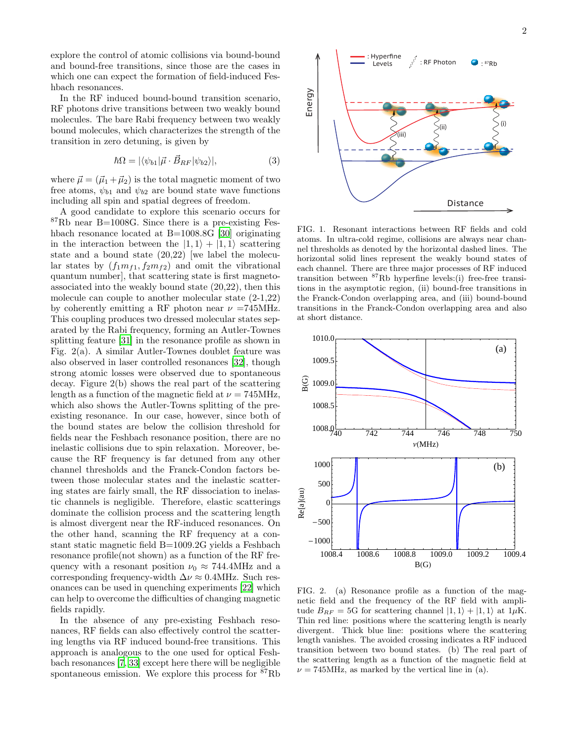explore the control of atomic collisions via bound-bound and bound-free transitions, since those are the cases in which one can expect the formation of field-induced Feshbach resonances.

In the RF induced bound-bound transition scenario, RF photons drive transitions between two weakly bound molecules. The bare Rabi frequency between two weakly bound molecules, which characterizes the strength of the transition in zero detuning, is given by

$$\hbar\Omega = |\langle\psi_{b1}|\vec{\mu}\cdot\vec{B}_{RF}|\psi_{b2}\rangle|, \tag{3}$$

where $\vec{\mu} = (\vec{\mu}_1 + \vec{\mu}_2)$ is the total magnetic moment of two free atoms, $\psi_{b1}$ and $\psi_{b2}$ are bound state wave functions including all spin and spatial degrees of freedom.

A good candidate to explore this scenario occurs for $^{87}$Rb near B=1008G. Since there is a pre-existing Feshbach resonance located at B=1008.8G [30] originating in the interaction between the $|1,1\rangle + |1,1\rangle$ scattering state and a bound state (20,22) [we label the molecular states by $(f_1 m_{f1}, f_2 m_{f2})$ and omit the vibrational quantum number], that scattering state is first magneto-associated into the weakly bound state (20,22), then this molecule can couple to another molecular state (2-1,22) by coherently emitting a RF photon near $\nu$ =745MHz. This coupling produces two dressed molecular states separated by the Rabi frequency, forming an Autler-Townes splitting feature [31] in the resonance profile as shown in Fig. 2(a). A similar Autler-Townes doublet feature was also observed in laser controlled resonances [32], though strong atomic losses were observed due to spontaneous decay. Figure 2(b) shows the real part of the scattering length as a function of the magnetic field at $\nu$ = 745MHz, which also shows the Autler-Towns splitting of the pre-existing resonance. In our case, however, since both of the bound states are below the collision threshold for fields near the Feshbach resonance position, there are no inelastic collisions due to spin relaxation. Moreover, because the RF frequency is far detuned from any other channel thresholds and the Franck-Condon factors between those molecular states and the inelastic scattering states are fairly small, the RF dissociation to inelastic channels is negligible. Therefore, elastic scatterings dominate the collision process and the scattering length is almost divergent near the RF-induced resonances. On the other hand, scanning the RF frequency at a constant static magnetic field B=1009.2G yields a Feshbach resonance profile(not shown) as a function of the RF frequency with a resonant position $\nu_0 \approx$ 744.4MHz and a corresponding frequency-width $\Delta\nu \approx$ 0.4MHz. Such resonances can be used in quenching experiments [22] which can help to overcome the difficulties of changing magnetic fields rapidly.

In the absence of any pre-existing Feshbach resonances, RF fields can also effectively control the scattering lengths via RF induced bound-free transitions. This approach is analogous to the one used for optical Feshbach resonances [7, 33] except here there will be negligible spontaneous emission. We explore this process for $^{87}$Rb

FIG. 1. Resonant interactions between RF fields and cold atoms. In ultra-cold regime, collisions are always near channel thresholds as denoted by the horizontal dashed lines. The horizontal solid lines represent the weakly bound states of each channel. There are three major processes of RF induced transition between $^{87}$Rb hyperfine levels:(i) free-free transitions in the asymptotic region, (ii) bound-free transitions in the Franck-Condon overlapping area, and (iii) bound-bound transitions in the Franck-Condon overlapping area and also at short distance.

FIG. 2. (a) Resonance profile as a function of the magnetic field and the frequency of the RF field with amplitude $B_{RF}$ = 5G for scattering channel $|1,1\rangle + |1,1\rangle$ at 1$\mu$K. Thin red line: positions where the scattering length is nearly divergent. Thick blue line: positions where the scattering length vanishes. The avoided crossing indicates a RF induced transition between two bound states. (b) The real part of the scattering length as a function of the magnetic field at $\nu$ = 745MHz, as marked by the vertical line in (a).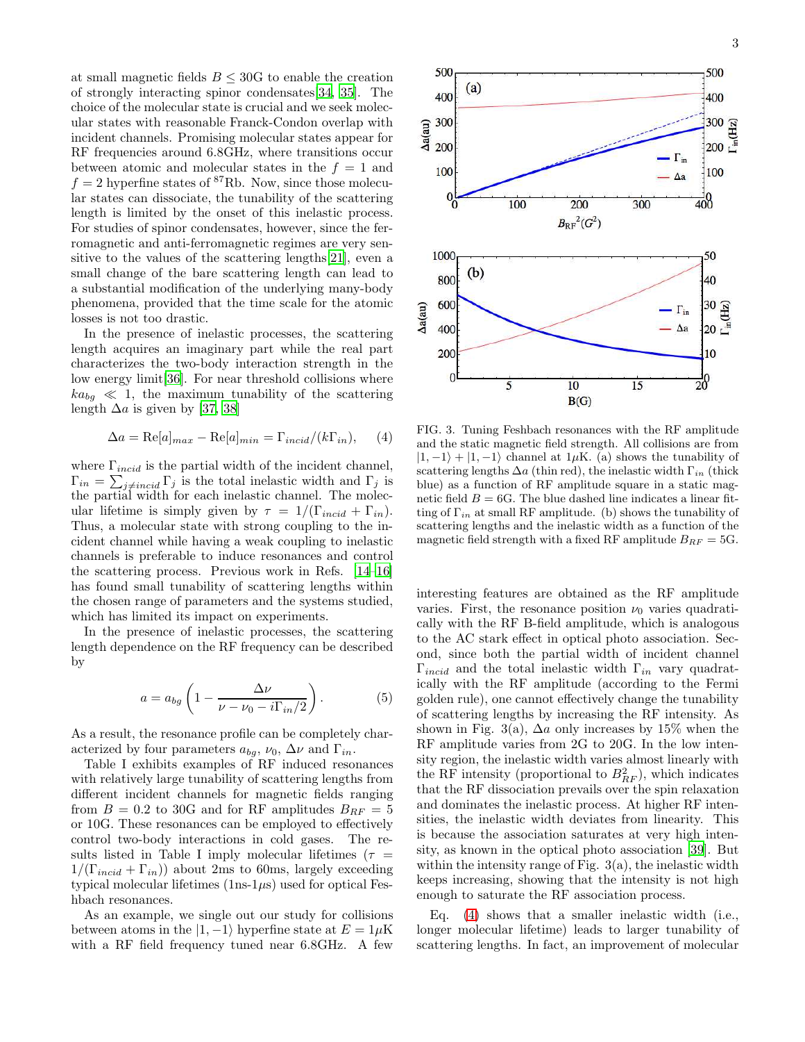at small magnetic fields $B \le 30$G to enable the creation of strongly interacting spinor condensates[34, 35]. The choice of the molecular state is crucial and we seek molecular states with reasonable Franck-Condon overlap with incident channels. Promising molecular states appear for RF frequencies around 6.8GHz, where transitions occur between atomic and molecular states in the $f = 1$ and $f = 2$ hyperfine states of $^{87}$Rb. Now, since those molecular states can dissociate, the tunability of the scattering length is limited by the onset of this inelastic process. For studies of spinor condensates, however, since the ferromagnetic and anti-ferromagnetic regimes are very sensitive to the values of the scattering lengths[21], even a small change of the bare scattering length can lead to a substantial modification of the underlying many-body phenomena, provided that the time scale for the atomic losses is not too drastic.

In the presence of inelastic processes, the scattering length acquires an imaginary part while the real part characterizes the two-body interaction strength in the low energy limit[36]. For near threshold collisions where $ka_{bg} \ll 1$, the maximum tunability of the scattering length $\Delta a$ is given by [37, 38]

$$\Delta a = \text{Re}[a]_{max} - \text{Re}[a]_{min} = \Gamma_{incid}/(k\Gamma_{in}), \quad (4)$$

where $\Gamma_{incid}$ is the partial width of the incident channel, $\Gamma_{in} = \sum_{j \neq incid} \Gamma_j$ is the total inelastic width and $\Gamma_j$ is the partial width for each inelastic channel. The molecular lifetime is simply given by $\tau = 1/(\Gamma_{incid} + \Gamma_{in})$. Thus, a molecular state with strong coupling to the incident channel while having a weak coupling to inelastic channels is preferable to induce resonances and control the scattering process. Previous work in Refs. [14–16] has found small tunability of scattering lengths within the chosen range of parameters and the systems studied, which has limited its impact on experiments.

In the presence of inelastic processes, the scattering length dependence on the RF frequency can be described by

$$a = a_{bg}\left(1 - \frac{\Delta\nu}{\nu - \nu_0 - i\Gamma_{in}/2}\right). \quad (5)$$

As a result, the resonance profile can be completely characterized by four parameters $a_{bg}$, $\nu_0$, $\Delta\nu$ and $\Gamma_{in}$.

Table I exhibits examples of RF induced resonances with relatively large tunability of scattering lengths from different incident channels for magnetic fields ranging from $B = 0.2$ to 30G and for RF amplitudes $B_{RF} = 5$ or 10G. These resonances can be employed to effectively control two-body interactions in cold gases. The results listed in Table I imply molecular lifetimes ($\tau = 1/(\Gamma_{incid} + \Gamma_{in})$) about 2ms to 60ms, largely exceeding typical molecular lifetimes (1ns-1$\mu$s) used for optical Feshbach resonances.

As an example, we single out our study for collisions between atoms in the $|1, -1\rangle$ hyperfine state at $E = 1\mu$K with a RF field frequency tuned near 6.8GHz. A few interesting features are obtained as the RF amplitude varies. First, the resonance position $\nu_0$ varies quadratically with the RF B-field amplitude, which is analogous to the AC stark effect in optical photo association. Second, since both the partial width of incident channel $\Gamma_{incid}$ and the total inelastic width $\Gamma_{in}$ vary quadratically with the RF amplitude (according to the Fermi golden rule), one cannot effectively change the tunability of scattering lengths by increasing the RF intensity. As shown in Fig. 3(a), $\Delta a$ only increases by 15% when the RF amplitude varies from 2G to 20G. In the low intensity region, the inelastic width varies almost linearly with the RF intensity (proportional to $B_{RF}^2$), which indicates that the RF dissociation prevails over the spin relaxation and dominates the inelastic process. At higher RF intensities, the inelastic width deviates from linearity. This is because the association saturates at very high intensity, as known in the optical photo association [39]. But within the intensity range of Fig. 3(a), the inelastic width keeps increasing, showing that the intensity is not high enough to saturate the RF association process.

FIG. 3. Tuning Feshbach resonances with the RF amplitude and the static magnetic field strength. All collisions are from $|1, -1\rangle + |1, -1\rangle$ channel at 1$\mu$K. (a) shows the tunability of scattering lengths $\Delta a$ (thin red), the inelastic width $\Gamma_{in}$ (thick blue) as a function of RF amplitude square in a static magnetic field $B = 6$G. The blue dashed line indicates a linear fitting of $\Gamma_{in}$ at small RF amplitude. (b) shows the tunability of scattering lengths and the inelastic width as a function of the magnetic field strength with a fixed RF amplitude $B_{RF} = 5$G.

Eq. (4) shows that a smaller inelastic width (i.e., longer molecular lifetime) leads to larger tunability of scattering lengths. In fact, an improvement of molecular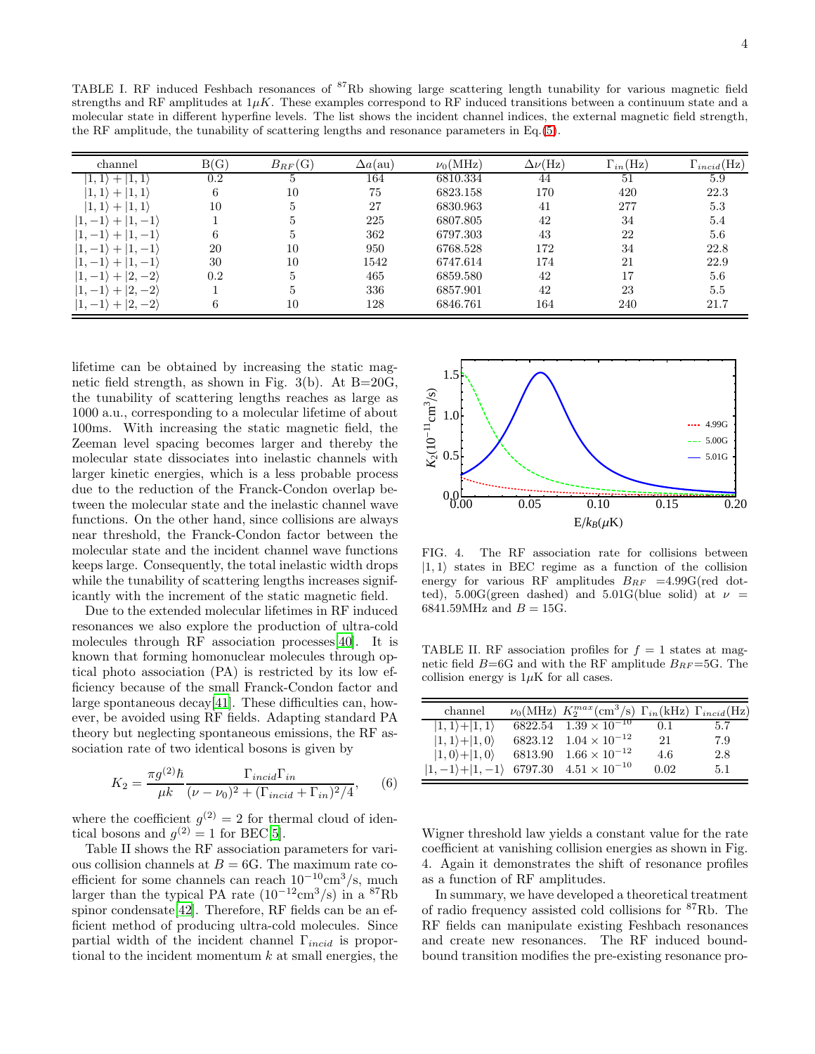TABLE I. RF induced Feshbach resonances of $^{87}$Rb showing large scattering length tunability for various magnetic field strengths and RF amplitudes at $1\mu K$. These examples correspond to RF induced transitions between a continuum state and a molecular state in different hyperfine levels. The list shows the incident channel indices, the external magnetic field strength, the RF amplitude, the tunability of scattering lengths and resonance parameters in Eq.(5).

| channel | B(G) | $B_{RF}$(G) | $\Delta a$(au) | $\nu_0$(MHz) | $\Delta\nu$(Hz) | $\Gamma_{in}$(Hz) | $\Gamma_{incid}$(Hz) |
|---|---|---|---|---|---|---|---|
| $\|1,1\rangle + \|1,1\rangle$ | 0.2 | 5 | 164 | 6810.334 | 44 | 51 | 5.9 |
| $\|1,1\rangle + \|1,1\rangle$ | 6 | 10 | 75 | 6823.158 | 170 | 420 | 22.3 |
| $\|1,1\rangle + \|1,1\rangle$ | 10 | 5 | 27 | 6830.963 | 41 | 277 | 5.3 |
| $\|1,-1\rangle + \|1,-1\rangle$ | 1 | 5 | 225 | 6807.805 | 42 | 34 | 5.4 |
| $\|1,-1\rangle + \|1,-1\rangle$ | 6 | 5 | 362 | 6797.303 | 43 | 22 | 5.6 |
| $\|1,-1\rangle + \|1,-1\rangle$ | 20 | 10 | 950 | 6768.528 | 172 | 34 | 22.8 |
| $\|1,-1\rangle + \|1,-1\rangle$ | 30 | 10 | 1542 | 6747.614 | 174 | 21 | 22.9 |
| $\|1,-1\rangle + \|2,-2\rangle$ | 0.2 | 5 | 465 | 6859.580 | 42 | 17 | 5.6 |
| $\|1,-1\rangle + \|2,-2\rangle$ | 1 | 5 | 336 | 6857.901 | 42 | 23 | 5.5 |
| $\|1,-1\rangle + \|2,-2\rangle$ | 6 | 10 | 128 | 6846.761 | 164 | 240 | 21.7 |

lifetime can be obtained by increasing the static magnetic field strength, as shown in Fig. 3(b). At B=20G, the tunability of scattering lengths reaches as large as 1000 a.u., corresponding to a molecular lifetime of about 100ms. With increasing the static magnetic field, the Zeeman level spacing becomes larger and thereby the molecular state dissociates into inelastic channels with larger kinetic energies, which is a less probable process due to the reduction of the Franck-Condon overlap between the molecular state and the inelastic channel wave functions. On the other hand, since collisions are always near threshold, the Franck-Condon factor between the molecular state and the incident channel wave functions keeps large. Consequently, the total inelastic width drops while the tunability of scattering lengths increases significantly with the increment of the static magnetic field.

Due to the extended molecular lifetimes in RF induced resonances we also explore the production of ultra-cold molecules through RF association processes[40]. It is known that forming homonuclear molecules through optical photo association (PA) is restricted by its low efficiency because of the small Franck-Condon factor and large spontaneous decay[41]. These difficulties can, however, be avoided using RF fields. Adapting standard PA theory but neglecting spontaneous emissions, the RF association rate of two identical bosons is given by

$$K_2 = \frac{\pi g^{(2)}\hbar}{\mu k}\frac{\Gamma_{incid}\Gamma_{in}}{(\nu-\nu_0)^2 + (\Gamma_{incid}+\Gamma_{in})^2/4}, \qquad (6)$$

where the coefficient $g^{(2)} = 2$ for thermal cloud of identical bosons and $g^{(2)} = 1$ for BEC[5].

Table II shows the RF association parameters for various collision channels at $B = 6$G. The maximum rate coefficient for some channels can reach $10^{-10}$cm$^3$/s, much larger than the typical PA rate ($10^{-12}$cm$^3$/s) in a $^{87}$Rb spinor condensate[42]. Therefore, RF fields can be an efficient method of producing ultra-cold molecules. Since partial width of the incident channel $\Gamma_{incid}$ is proportional to the incident momentum $k$ at small energies, the Wigner threshold law yields a constant value for the rate coefficient at vanishing collision energies as shown in Fig. 4. Again it demonstrates the shift of resonance profiles as a function of RF amplitudes.

FIG. 4. The RF association rate for collisions between $|1,1\rangle$ states in BEC regime as a function of the collision energy for various RF amplitudes $B_{RF}$ =4.99G(red dotted), 5.00G(green dashed) and 5.01G(blue solid) at $\nu$ = 6841.59MHz and $B$ = 15G.

TABLE II. RF association profiles for $f = 1$ states at magnetic field $B$=6G and with the RF amplitude $B_{RF}$=5G. The collision energy is $1\mu$K for all cases.

| channel | $\nu_0$(MHz) | $K_2^{max}$(cm$^3$/s) | $\Gamma_{in}$(kHz) | $\Gamma_{incid}$(Hz) |
|---|---|---|---|---|
| $\|1,1\rangle$+$\|1,1\rangle$ | 6822.54 | $1.39\times10^{-10}$ | 0.1 | 5.7 |
| $\|1,1\rangle$+$\|1,0\rangle$ | 6823.12 | $1.04\times10^{-12}$ | 21 | 7.9 |
| $\|1,0\rangle$+$\|1,0\rangle$ | 6813.90 | $1.66\times10^{-12}$ | 4.6 | 2.8 |
| $\|1,-1\rangle$+$\|1,-1\rangle$ | 6797.30 | $4.51\times10^{-10}$ | 0.02 | 5.1 |

In summary, we have developed a theoretical treatment of radio frequency assisted cold collisions for $^{87}$Rb. The RF fields can manipulate existing Feshbach resonances and create new resonances. The RF induced bound-bound transition modifies the pre-existing resonance pro-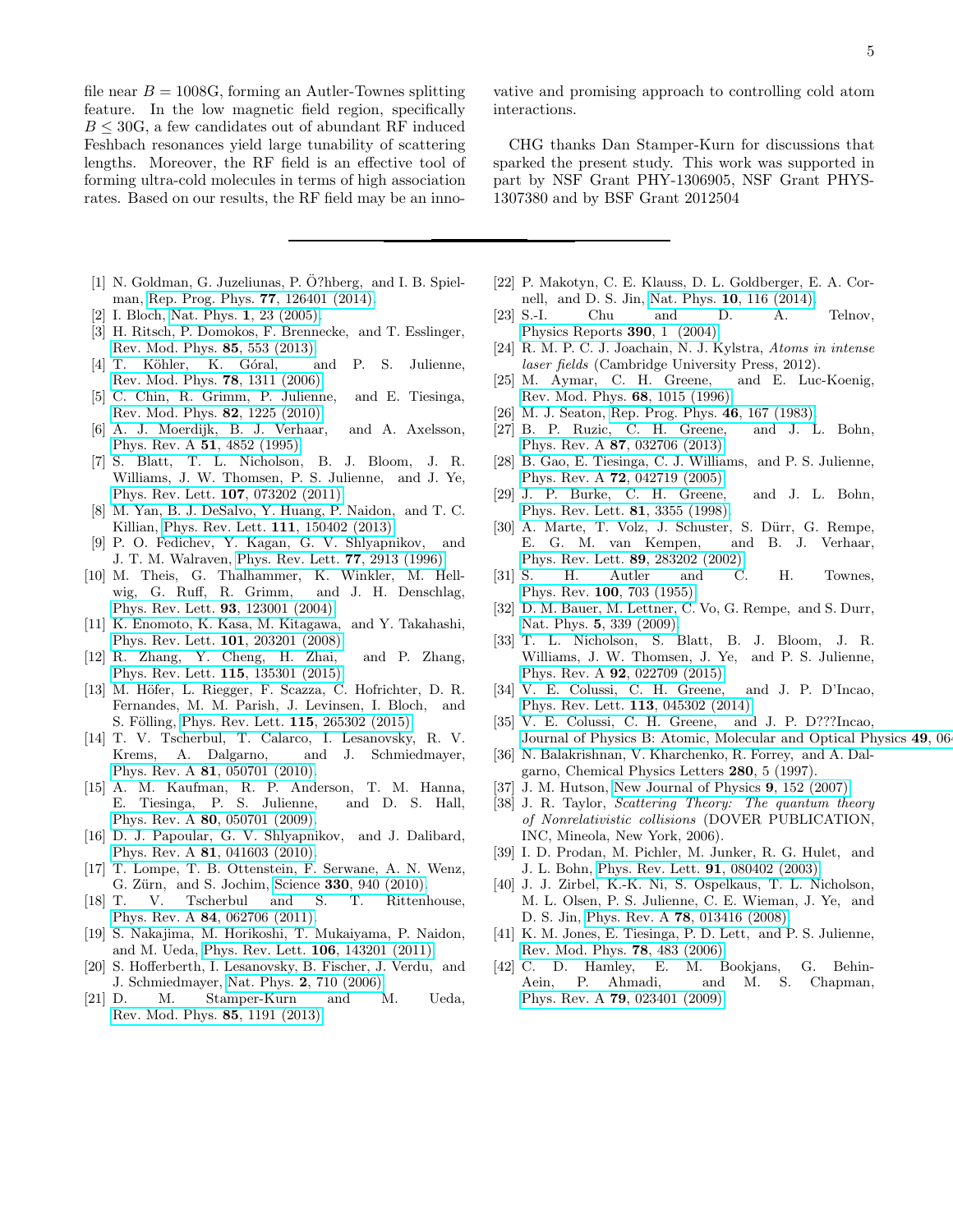file near $B = 1008$G, forming an Autler-Townes splitting feature. In the low magnetic field region, specifically $B \leq 30$G, a few candidates out of abundant RF induced Feshbach resonances yield large tunability of scattering lengths. Moreover, the RF field is an effective tool of forming ultra-cold molecules in terms of high association rates. Based on our results, the RF field may be an innovative and promising approach to controlling cold atom interactions.

CHG thanks Dan Stamper-Kurn for discussions that sparked the present study. This work was supported in part by NSF Grant PHY-1306905, NSF Grant PHYS-1307380 and by BSF Grant 2012504

---

[1] N. Goldman, G. Juzeliunas, P. Ö?hberg, and I. B. Spielman, Rep. Prog. Phys. **77**, 126401 (2014).
[2] I. Bloch, Nat. Phys. **1**, 23 (2005).
[3] H. Ritsch, P. Domokos, F. Brennecke, and T. Esslinger, Rev. Mod. Phys. **85**, 553 (2013).
[4] T. Köhler, K. Góral, and P. S. Julienne, Rev. Mod. Phys. **78**, 1311 (2006).
[5] C. Chin, R. Grimm, P. Julienne, and E. Tiesinga, Rev. Mod. Phys. **82**, 1225 (2010).
[6] A. J. Moerdijk, B. J. Verhaar, and A. Axelsson, Phys. Rev. A **51**, 4852 (1995).
[7] S. Blatt, T. L. Nicholson, B. J. Bloom, J. R. Williams, J. W. Thomsen, P. S. Julienne, and J. Ye, Phys. Rev. Lett. **107**, 073202 (2011).
[8] M. Yan, B. J. DeSalvo, Y. Huang, P. Naidon, and T. C. Killian, Phys. Rev. Lett. **111**, 150402 (2013).
[9] P. O. Fedichev, Y. Kagan, G. V. Shlyapnikov, and J. T. M. Walraven, Phys. Rev. Lett. **77**, 2913 (1996).
[10] M. Theis, G. Thalhammer, K. Winkler, M. Hellwig, G. Ruff, R. Grimm, and J. H. Denschlag, Phys. Rev. Lett. **93**, 123001 (2004).
[11] K. Enomoto, K. Kasa, M. Kitagawa, and Y. Takahashi, Phys. Rev. Lett. **101**, 203201 (2008).
[12] R. Zhang, Y. Cheng, H. Zhai, and P. Zhang, Phys. Rev. Lett. **115**, 135301 (2015).
[13] M. Höfer, L. Riegger, F. Scazza, C. Hofrichter, D. R. Fernandes, M. M. Parish, J. Levinsen, I. Bloch, and S. Fölling, Phys. Rev. Lett. **115**, 265302 (2015).
[14] T. V. Tscherbul, T. Calarco, I. Lesanovsky, R. V. Krems, A. Dalgarno, and J. Schmiedmayer, Phys. Rev. A **81**, 050701 (2010).
[15] A. M. Kaufman, R. P. Anderson, T. M. Hanna, E. Tiesinga, P. S. Julienne, and D. S. Hall, Phys. Rev. A **80**, 050701 (2009).
[16] D. J. Papoular, G. V. Shlyapnikov, and J. Dalibard, Phys. Rev. A **81**, 041603 (2010).
[17] T. Lompe, T. B. Ottenstein, F. Serwane, A. N. Wenz, G. Zürn, and S. Jochim, Science **330**, 940 (2010).
[18] T. V. Tscherbul and S. T. Rittenhouse, Phys. Rev. A **84**, 062706 (2011).
[19] S. Nakajima, M. Horikoshi, T. Mukaiyama, P. Naidon, and M. Ueda, Phys. Rev. Lett. **106**, 143201 (2011).
[20] S. Hofferberth, I. Lesanovsky, B. Fischer, J. Verdu, and J. Schmiedmayer, Nat. Phys. **2**, 710 (2006).
[21] D. M. Stamper-Kurn and M. Ueda, Rev. Mod. Phys. **85**, 1191 (2013).
[22] P. Makotyn, C. E. Klauss, D. L. Goldberger, E. A. Cornell, and D. S. Jin, Nat. Phys. **10**, 116 (2014).
[23] S.-I. Chu and D. A. Telnov, Physics Reports **390**, 1 (2004).
[24] R. M. P. C. J. Joachain, N. J. Kylstra, *Atoms in intense laser fields* (Cambridge University Press, 2012).
[25] M. Aymar, C. H. Greene, and E. Luc-Koenig, Rev. Mod. Phys. **68**, 1015 (1996).
[26] M. J. Seaton, Rep. Prog. Phys. **46**, 167 (1983).
[27] B. P. Ruzic, C. H. Greene, and J. L. Bohn, Phys. Rev. A **87**, 032706 (2013).
[28] B. Gao, E. Tiesinga, C. J. Williams, and P. S. Julienne, Phys. Rev. A **72**, 042719 (2005).
[29] J. P. Burke, C. H. Greene, and J. L. Bohn, Phys. Rev. Lett. **81**, 3355 (1998).
[30] A. Marte, T. Volz, J. Schuster, S. Dürr, G. Rempe, E. G. M. van Kempen, and B. J. Verhaar, Phys. Rev. Lett. **89**, 283202 (2002).
[31] S. H. Autler and C. H. Townes, Phys. Rev. **100**, 703 (1955).
[32] D. M. Bauer, M. Lettner, C. Vo, G. Rempe, and S. Durr, Nat. Phys. **5**, 339 (2009).
[33] T. L. Nicholson, S. Blatt, B. J. Bloom, J. R. Williams, J. W. Thomsen, J. Ye, and P. S. Julienne, Phys. Rev. A **92**, 022709 (2015).
[34] V. E. Colussi, C. H. Greene, and J. P. D'Incao, Phys. Rev. Lett. **113**, 045302 (2014).
[35] V. E. Colussi, C. H. Greene, and J. P. D???Incao, Journal of Physics B: Atomic, Molecular and Optical Physics **49**, 06
[36] N. Balakrishnan, V. Kharchenko, R. Forrey, and A. Dalgarno, Chemical Physics Letters **280**, 5 (1997).
[37] J. M. Hutson, New Journal of Physics **9**, 152 (2007).
[38] J. R. Taylor, *Scattering Theory: The quantum theory of Nonrelativistic collisions* (DOVER PUBLICATION, INC, Mineola, New York, 2006).
[39] I. D. Prodan, M. Pichler, M. Junker, R. G. Hulet, and J. L. Bohn, Phys. Rev. Lett. **91**, 080402 (2003).
[40] J. J. Zirbel, K.-K. Ni, S. Ospelkaus, T. L. Nicholson, M. L. Olsen, P. S. Julienne, C. E. Wieman, J. Ye, and D. S. Jin, Phys. Rev. A **78**, 013416 (2008).
[41] K. M. Jones, E. Tiesinga, P. D. Lett, and P. S. Julienne, Rev. Mod. Phys. **78**, 483 (2006).
[42] C. D. Hamley, E. M. Bookjans, G. Behin-Aein, P. Ahmadi, and M. S. Chapman, Phys. Rev. A **79**, 023401 (2009).